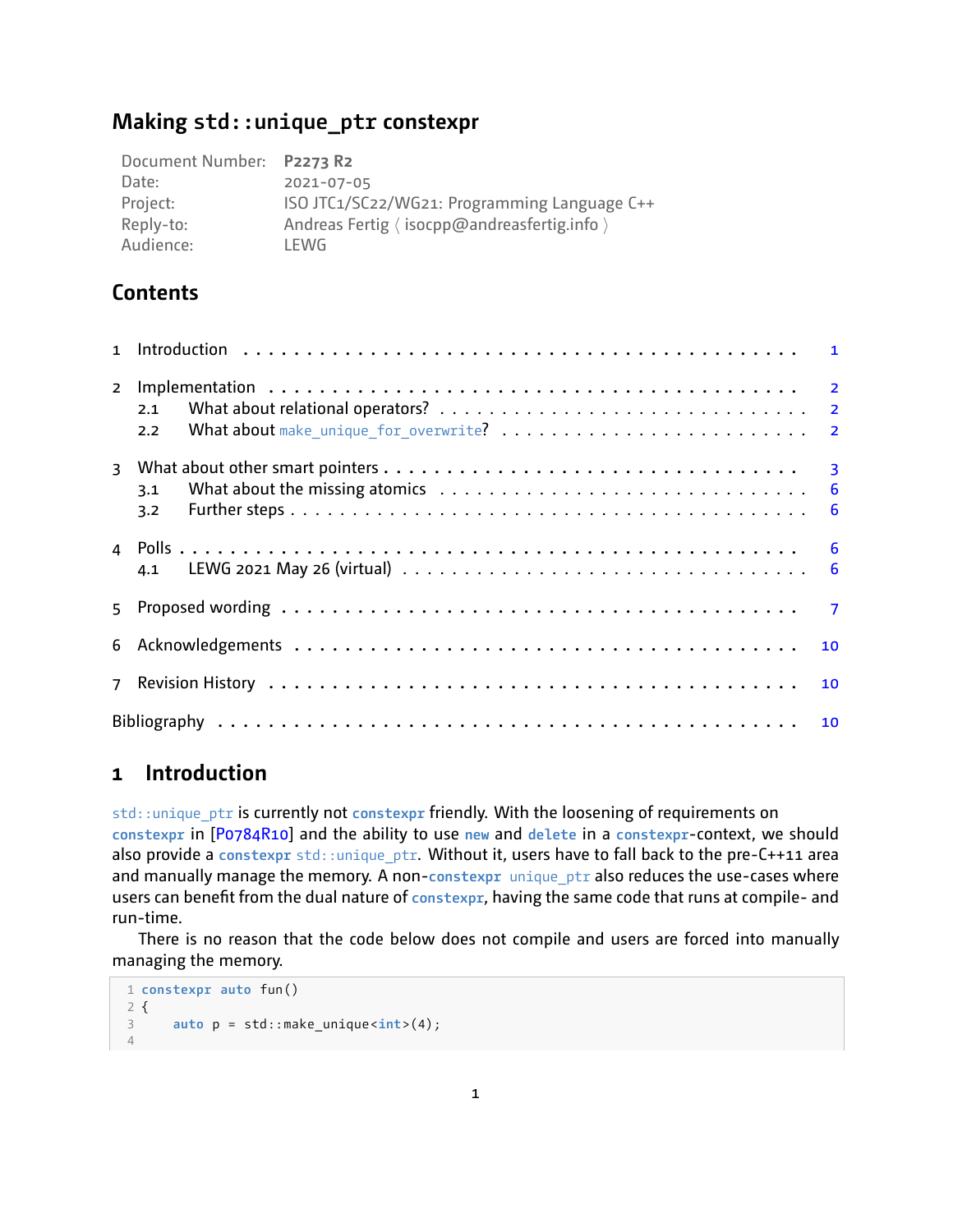# Making `std::unique_ptr` constexpr

| | |
|---|---|
| Document Number: | **P2273 R2** |
| Date: | 2021-07-05 |
| Project: | ISO JTC1/SC22/WG21: Programming Language C++ |
| Reply-to: | Andreas Fertig ⟨ isocpp@andreasfertig.info ⟩ |
| Audience: | LEWG |

## Contents

1 Introduction . . . 1

2 Implementation . . . 2
- 2.1 What about relational operators? . . . 2
- 2.2 What about `make_unique_for_overwrite`? . . . 2

3 What about other smart pointers . . . 3
- 3.1 What about the missing atomics . . . 6
- 3.2 Further steps . . . 6

4 Polls . . . 6
- 4.1 LEWG 2021 May 26 (virtual) . . . 6

5 Proposed wording . . . 7

6 Acknowledgements . . . 10

7 Revision History . . . 10

Bibliography . . . 10

## 1 Introduction

`std::unique_ptr` is currently not `constexpr` friendly. With the loosening of requirements on `constexpr` in [P0784R10] and the ability to use `new` and `delete` in a `constexpr`-context, we should also provide a `constexpr` `std::unique_ptr`. Without it, users have to fall back to the pre-C++11 area and manually manage the memory. A non-`constexpr` `unique_ptr` also reduces the use-cases where users can benefit from the dual nature of `constexpr`, having the same code that runs at compile- and run-time.

There is no reason that the code below does not compile and users are forced into manually managing the memory.

```
1 constexpr auto fun()
2 {
3     auto p = std::make_unique<int>(4);
4
```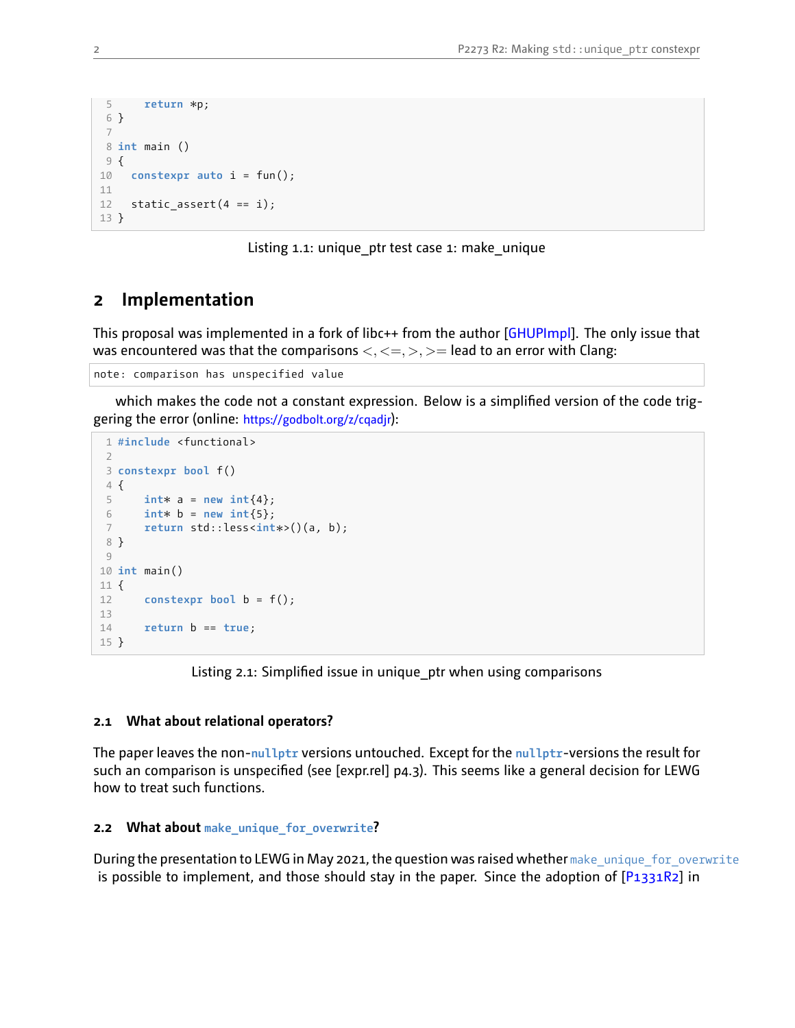```
5     return *p;
6 }
7
8 int main ()
9 {
10   constexpr auto i = fun();
11
12   static_assert(4 == i);
13 }
```

Listing 1.1: unique_ptr test case 1: make_unique

# 2 Implementation

This proposal was implemented in a fork of libc++ from the author [GHUPImpl]. The only issue that was encountered was that the comparisons $<, <=, >, >=$ lead to an error with Clang:

```
note: comparison has unspecified value
```

which makes the code not a constant expression. Below is a simplified version of the code triggering the error (online: https://godbolt.org/z/cqadjr):

```
1 #include <functional>
2
3 constexpr bool f()
4 {
5     int* a = new int{4};
6     int* b = new int{5};
7     return std::less<int*>()(a, b);
8 }
9
10 int main()
11 {
12     constexpr bool b = f();
13
14     return b == true;
15 }
```

Listing 2.1: Simplified issue in unique_ptr when using comparisons

## 2.1 What about relational operators?

The paper leaves the non-`nullptr` versions untouched. Except for the `nullptr`-versions the result for such an comparison is unspecified (see [expr.rel] p4.3). This seems like a general decision for LEWG how to treat such functions.

## 2.2 What about `make_unique_for_overwrite`?

During the presentation to LEWG in May 2021, the question was raised whether `make_unique_for_overwrite` is possible to implement, and those should stay in the paper. Since the adoption of [P1331R2] in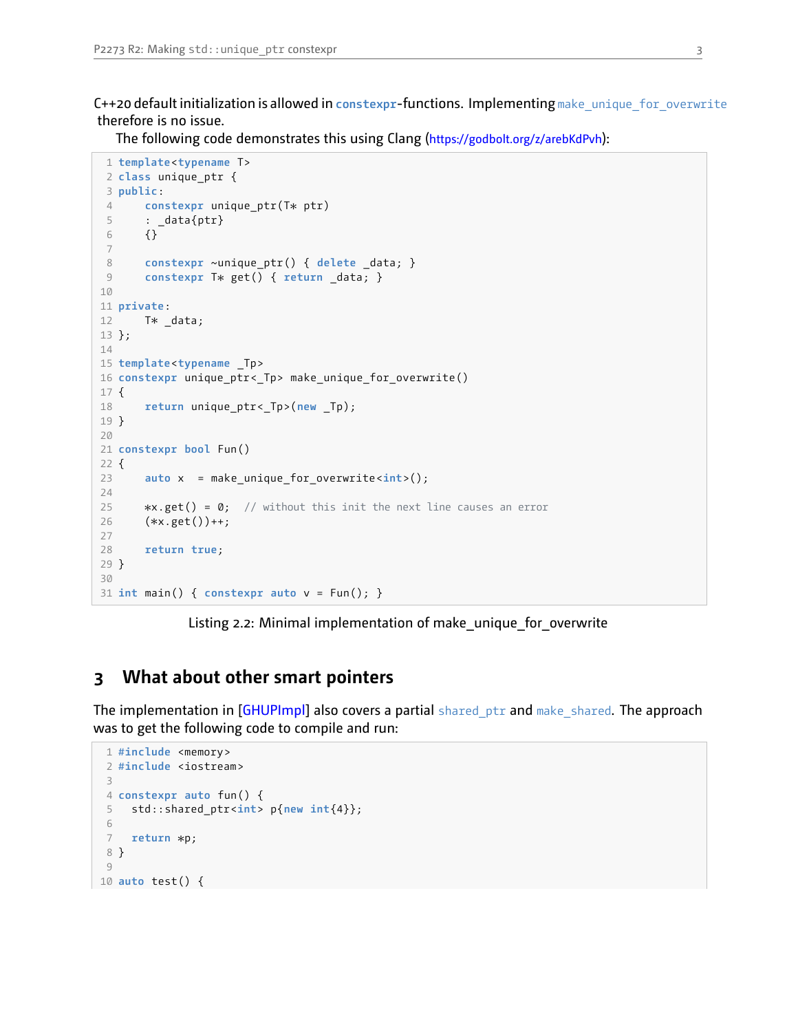C++20 default initialization is allowed in `constexpr`-functions. Implementing `make_unique_for_overwrite` therefore is no issue.

The following code demonstrates this using Clang (https://godbolt.org/z/arebKdPvh):

```
template<typename T>
class unique_ptr {
public:
    constexpr unique_ptr(T* ptr)
    : _data{ptr}
    {}

    constexpr ~unique_ptr() { delete _data; }
    constexpr T* get() { return _data; }

private:
    T* _data;
};

template<typename _Tp>
constexpr unique_ptr<_Tp> make_unique_for_overwrite()
{
    return unique_ptr<_Tp>(new _Tp);
}

constexpr bool Fun()
{
    auto x  = make_unique_for_overwrite<int>();

    *x.get() = 0;  // without this init the next line causes an error
    (*x.get())++;

    return true;
}

int main() { constexpr auto v = Fun(); }
```

Listing 2.2: Minimal implementation of make_unique_for_overwrite

## 3 What about other smart pointers

The implementation in [GHUPImpl] also covers a partial `shared_ptr` and `make_shared`. The approach was to get the following code to compile and run:

```
#include <memory>
#include <iostream>

constexpr auto fun() {
  std::shared_ptr<int> p{new int{4}};

  return *p;
}

auto test() {
```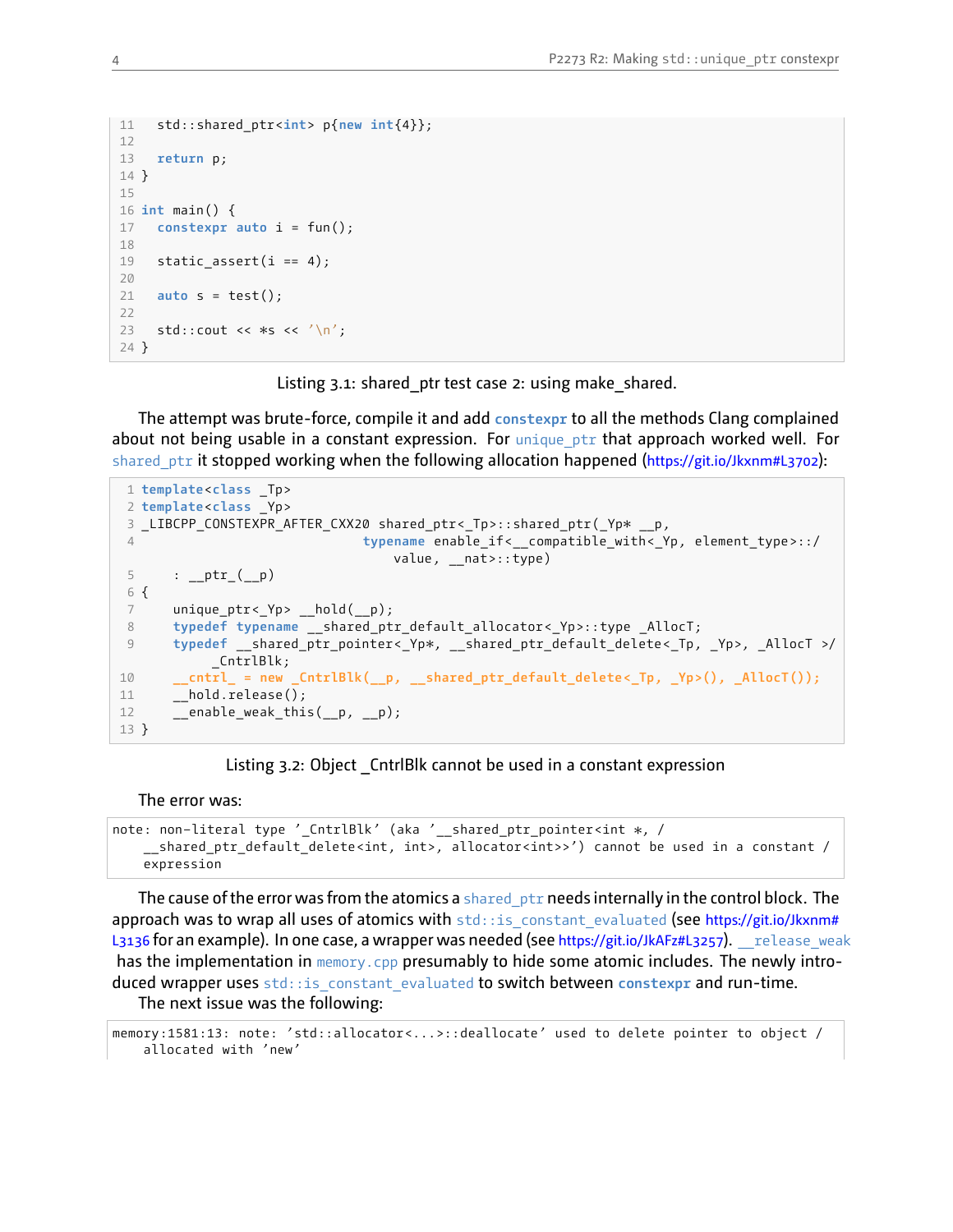```cpp
11   std::shared_ptr<int> p{new int{4}};
12
13   return p;
14 }
15
16 int main() {
17   constexpr auto i = fun();
18
19   static_assert(i == 4);
20
21   auto s = test();
22
23   std::cout << *s << '\n';
24 }
```

Listing 3.1: shared_ptr test case 2: using make_shared.

The attempt was brute-force, compile it and add `constexpr` to all the methods Clang complained about not being usable in a constant expression. For `unique_ptr` that approach worked well. For `shared_ptr` it stopped working when the following allocation happened (https://git.io/Jkxnm#L3702):

```cpp
1 template<class _Tp>
2 template<class _Yp>
3 _LIBCPP_CONSTEXPR_AFTER_CXX20 shared_ptr<_Tp>::shared_ptr(_Yp* __p,
4                             typename enable_if<__compatible_with<_Yp, element_type>::/
                                  value, __nat>::type)
5     : __ptr_(__p)
6 {
7     unique_ptr<_Yp> __hold(__p);
8     typedef typename __shared_ptr_default_allocator<_Yp>::type _AllocT;
9     typedef __shared_ptr_pointer<_Yp*, __shared_ptr_default_delete<_Tp, _Yp>, _AllocT >/
          _CntrlBlk;
10    __cntrl_ = new _CntrlBlk(__p, __shared_ptr_default_delete<_Tp, _Yp>(), _AllocT());
11    __hold.release();
12    __enable_weak_this(__p, __p);
13 }
```

Listing 3.2: Object _CntrlBlk cannot be used in a constant expression

The error was:

```
note: non-literal type '_CntrlBlk' (aka '__shared_ptr_pointer<int *, /
    __shared_ptr_default_delete<int, int>, allocator<int>>') cannot be used in a constant /
    expression
```

The cause of the error was from the atomics a `shared_ptr` needs internally in the control block. The approach was to wrap all uses of atomics with `std::is_constant_evaluated` (see https://git.io/Jkxnm#L3136 for an example). In one case, a wrapper was needed (see https://git.io/JkAFz#L3257). `__release_weak` has the implementation in `memory.cpp` presumably to hide some atomic includes. The newly introduced wrapper uses `std::is_constant_evaluated` to switch between `constexpr` and run-time.

The next issue was the following:

```
memory:1581:13: note: 'std::allocator<...>::deallocate' used to delete pointer to object /
    allocated with 'new'
```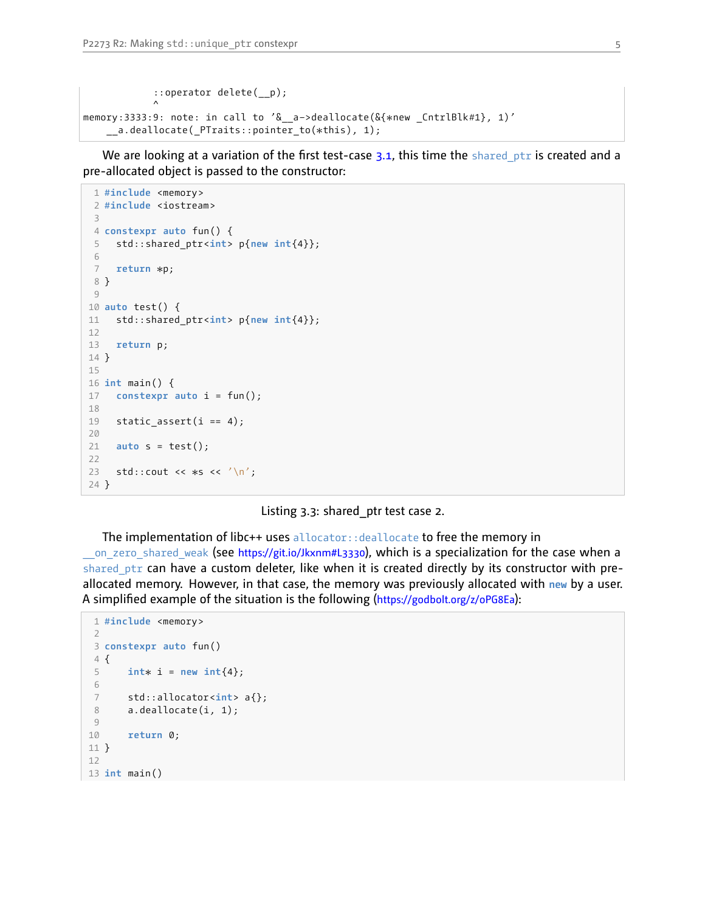```
            ::operator delete(__p);
            ^
memory:3333:9: note: in call to '&__a->deallocate(&{*new _CntrlBlk#1}, 1)'
    __a.deallocate(_PTraits::pointer_to(*this), 1);
```

We are looking at a variation of the first test-case 3.1, this time the `shared_ptr` is created and a pre-allocated object is passed to the constructor:

```
 1 #include <memory>
 2 #include <iostream>
 3
 4 constexpr auto fun() {
 5   std::shared_ptr<int> p{new int{4}};
 6
 7   return *p;
 8 }
 9
10 auto test() {
11   std::shared_ptr<int> p{new int{4}};
12
13   return p;
14 }
15
16 int main() {
17   constexpr auto i = fun();
18
19   static_assert(i == 4);
20
21   auto s = test();
22
23   std::cout << *s << '\n';
24 }
```

Listing 3.3: shared_ptr test case 2.

The implementation of libc++ uses `allocator::deallocate` to free the memory in `__on_zero_shared_weak` (see https://git.io/Jkxnm#L3330), which is a specialization for the case when a `shared_ptr` can have a custom deleter, like when it is created directly by its constructor with pre-allocated memory. However, in that case, the memory was previously allocated with `new` by a user. A simplified example of the situation is the following (https://godbolt.org/z/oPG8Ea):

```
 1 #include <memory>
 2
 3 constexpr auto fun()
 4 {
 5     int* i = new int{4};
 6
 7     std::allocator<int> a{};
 8     a.deallocate(i, 1);
 9
10     return 0;
11 }
12
13 int main()
```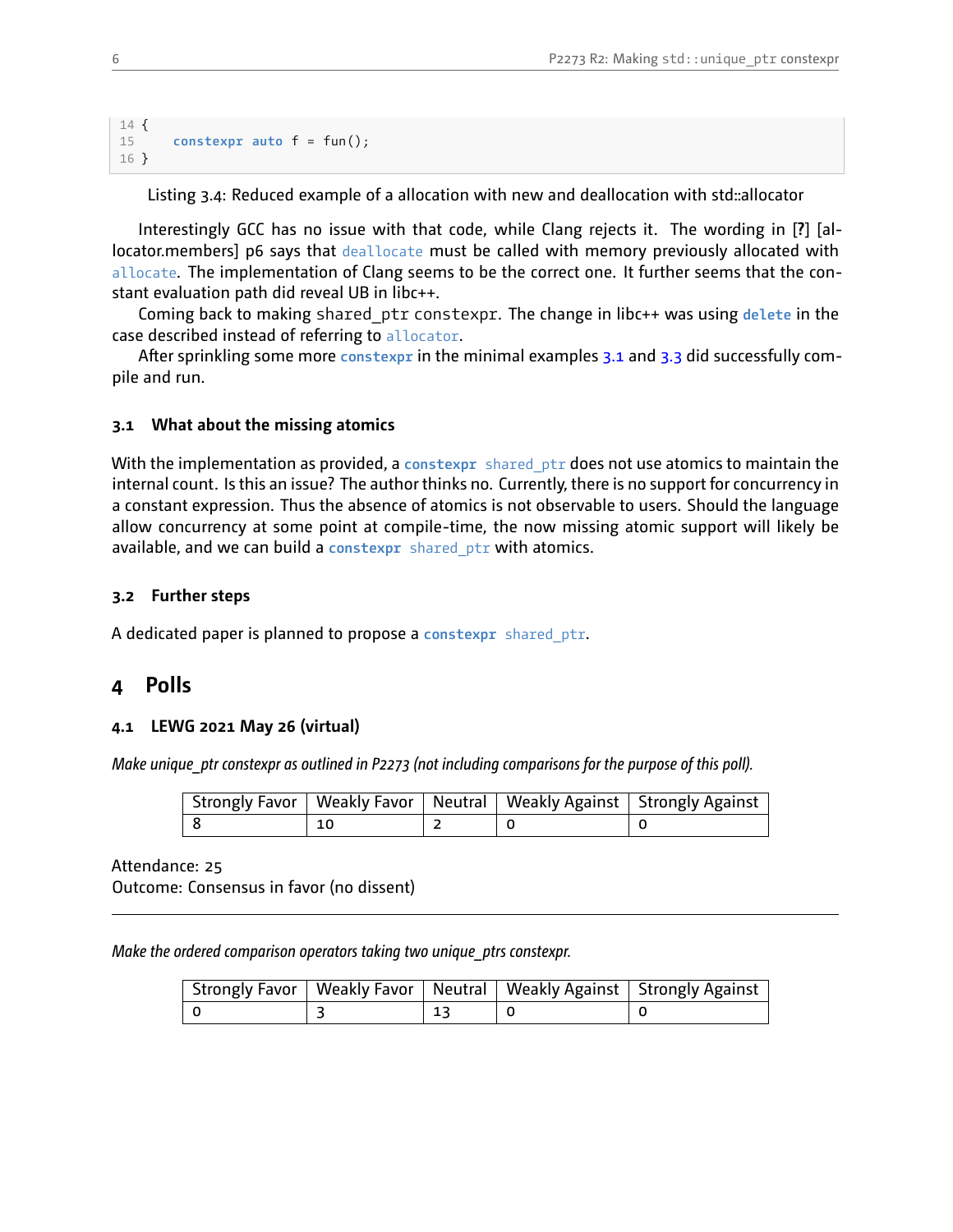```
14 {
15     constexpr auto f = fun();
16 }
```

Listing 3.4: Reduced example of a allocation with new and deallocation with std::allocator

Interestingly GCC has no issue with that code, while Clang rejects it. The wording in [?] [allocator.members] p6 says that `deallocate` must be called with memory previously allocated with `allocate`. The implementation of Clang seems to be the correct one. It further seems that the constant evaluation path did reveal UB in libc++.

Coming back to making `shared_ptr` `constexpr`. The change in libc++ was using **`delete`** in the case described instead of referring to `allocator`.

After sprinkling some more **`constexpr`** in the minimal examples 3.1 and 3.3 did successfully compile and run.

### 3.1 What about the missing atomics

With the implementation as provided, a **`constexpr`** `shared_ptr` does not use atomics to maintain the internal count. Is this an issue? The author thinks no. Currently, there is no support for concurrency in a constant expression. Thus the absence of atomics is not observable to users. Should the language allow concurrency at some point at compile-time, the now missing atomic support will likely be available, and we can build a **`constexpr`** `shared_ptr` with atomics.

### 3.2 Further steps

A dedicated paper is planned to propose a **`constexpr`** `shared_ptr`.

## 4 Polls

### 4.1 LEWG 2021 May 26 (virtual)

*Make unique_ptr constexpr as outlined in P2273 (not including comparisons for the purpose of this poll).*

| Strongly Favor | Weakly Favor | Neutral | Weakly Against | Strongly Against |
|---|---|---|---|---|
| 8 | 10 | 2 | 0 | 0 |

Attendance: 25
Outcome: Consensus in favor (no dissent)

---

*Make the ordered comparison operators taking two unique_ptrs constexpr.*

| Strongly Favor | Weakly Favor | Neutral | Weakly Against | Strongly Against |
|---|---|---|---|---|
| 0 | 3 | 13 | 0 | 0 |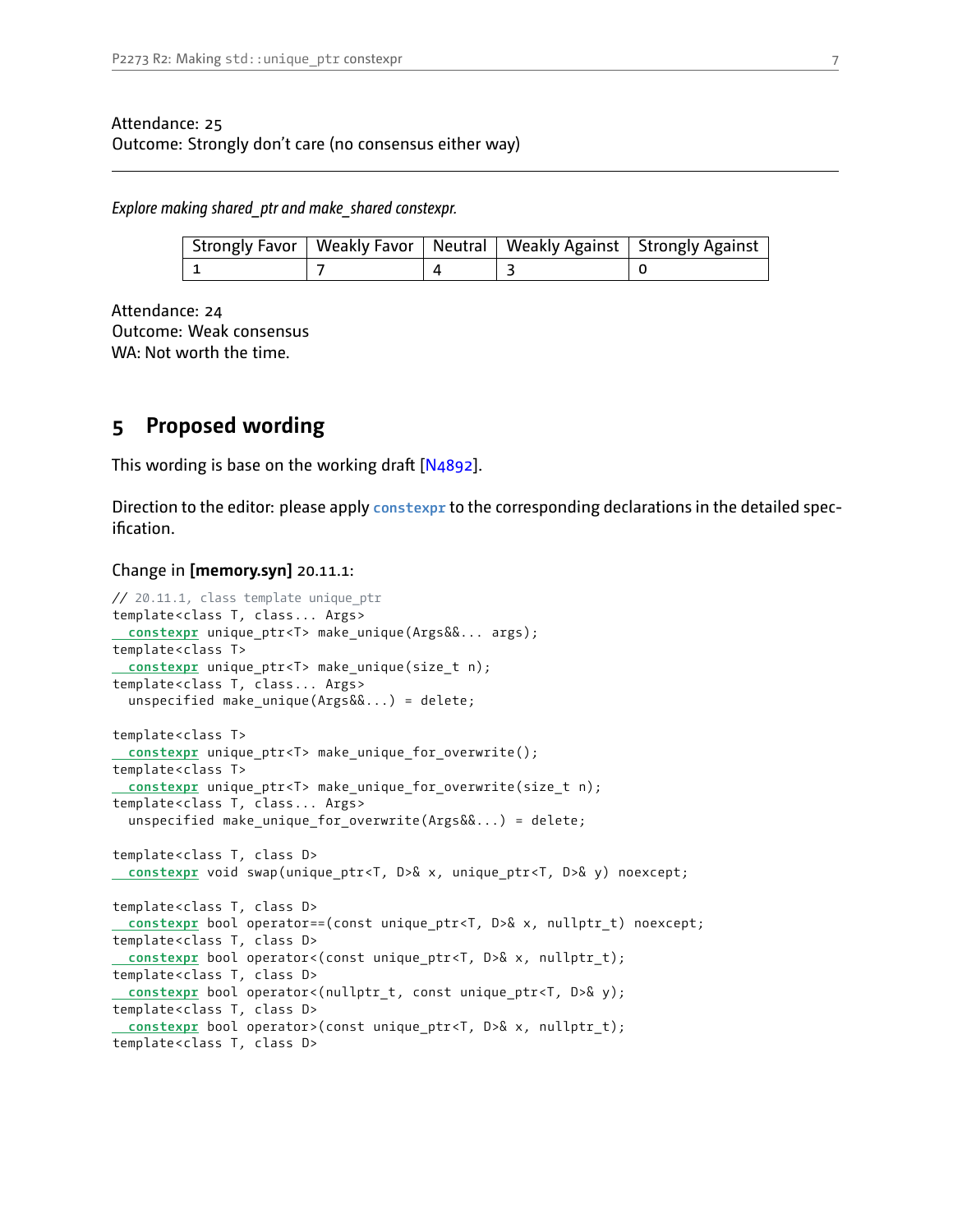Attendance: 25
Outcome: Strongly don't care (no consensus either way)

---

*Explore making shared_ptr and make_shared constexpr.*

| Strongly Favor | Weakly Favor | Neutral | Weakly Against | Strongly Against |
|---|---|---|---|---|
| 1 | 7 | 4 | 3 | 0 |

Attendance: 24
Outcome: Weak consensus
WA: Not worth the time.

## 5 Proposed wording

This wording is base on the working draft [N4892].

Direction to the editor: please apply `constexpr` to the corresponding declarations in the detailed specification.

Change in **[memory.syn]** 20.11.1:

```
// 20.11.1, class template unique_ptr
template<class T, class... Args>
  constexpr unique_ptr<T> make_unique(Args&&... args);
template<class T>
  constexpr unique_ptr<T> make_unique(size_t n);
template<class T, class... Args>
  unspecified make_unique(Args&&...) = delete;

template<class T>
  constexpr unique_ptr<T> make_unique_for_overwrite();
template<class T>
  constexpr unique_ptr<T> make_unique_for_overwrite(size_t n);
template<class T, class... Args>
  unspecified make_unique_for_overwrite(Args&&...) = delete;

template<class T, class D>
  constexpr void swap(unique_ptr<T, D>& x, unique_ptr<T, D>& y) noexcept;

template<class T, class D>
  constexpr bool operator==(const unique_ptr<T, D>& x, nullptr_t) noexcept;
template<class T, class D>
  constexpr bool operator<(const unique_ptr<T, D>& x, nullptr_t);
template<class T, class D>
  constexpr bool operator<(nullptr_t, const unique_ptr<T, D>& y);
template<class T, class D>
  constexpr bool operator>(const unique_ptr<T, D>& x, nullptr_t);
template<class T, class D>
```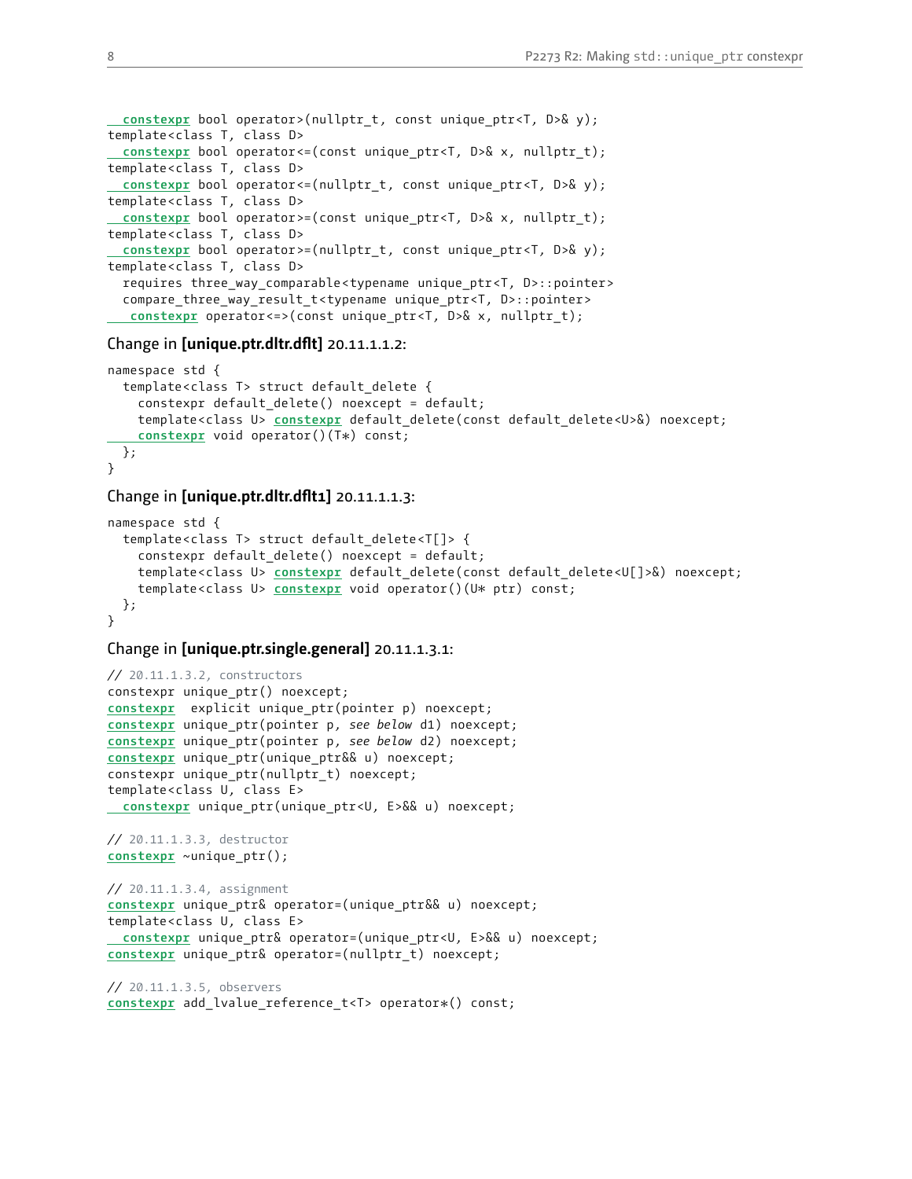```
  constexpr bool operator>(nullptr_t, const unique_ptr<T, D>& y);
template<class T, class D>
  constexpr bool operator<=(const unique_ptr<T, D>& x, nullptr_t);
template<class T, class D>
  constexpr bool operator<=(nullptr_t, const unique_ptr<T, D>& y);
template<class T, class D>
  constexpr bool operator>=(const unique_ptr<T, D>& x, nullptr_t);
template<class T, class D>
  constexpr bool operator>=(nullptr_t, const unique_ptr<T, D>& y);
template<class T, class D>
  requires three_way_comparable<typename unique_ptr<T, D>::pointer>
  compare_three_way_result_t<typename unique_ptr<T, D>::pointer>
    constexpr operator<=>(const unique_ptr<T, D>& x, nullptr_t);
```

Change in **[unique.ptr.dltr.dflt]** 20.11.1.1.2:

```
namespace std {
  template<class T> struct default_delete {
    constexpr default_delete() noexcept = default;
    template<class U> constexpr default_delete(const default_delete<U>&) noexcept;
    constexpr void operator()(T*) const;
  };
}
```

Change in **[unique.ptr.dltr.dflt1]** 20.11.1.1.3:

```
namespace std {
  template<class T> struct default_delete<T[]> {
    constexpr default_delete() noexcept = default;
    template<class U> constexpr default_delete(const default_delete<U[]>&) noexcept;
    template<class U> constexpr void operator()(U* ptr) const;
  };
}
```

Change in **[unique.ptr.single.general]** 20.11.1.3.1:

```
// 20.11.1.3.2, constructors
constexpr unique_ptr() noexcept;
constexpr  explicit unique_ptr(pointer p) noexcept;
constexpr unique_ptr(pointer p, see below d1) noexcept;
constexpr unique_ptr(pointer p, see below d2) noexcept;
constexpr unique_ptr(unique_ptr&& u) noexcept;
constexpr unique_ptr(nullptr_t) noexcept;
template<class U, class E>
  constexpr unique_ptr(unique_ptr<U, E>&& u) noexcept;

// 20.11.1.3.3, destructor
constexpr ~unique_ptr();

// 20.11.1.3.4, assignment
constexpr unique_ptr& operator=(unique_ptr&& u) noexcept;
template<class U, class E>
  constexpr unique_ptr& operator=(unique_ptr<U, E>&& u) noexcept;
constexpr unique_ptr& operator=(nullptr_t) noexcept;

// 20.11.1.3.5, observers
constexpr add_lvalue_reference_t<T> operator*() const;
```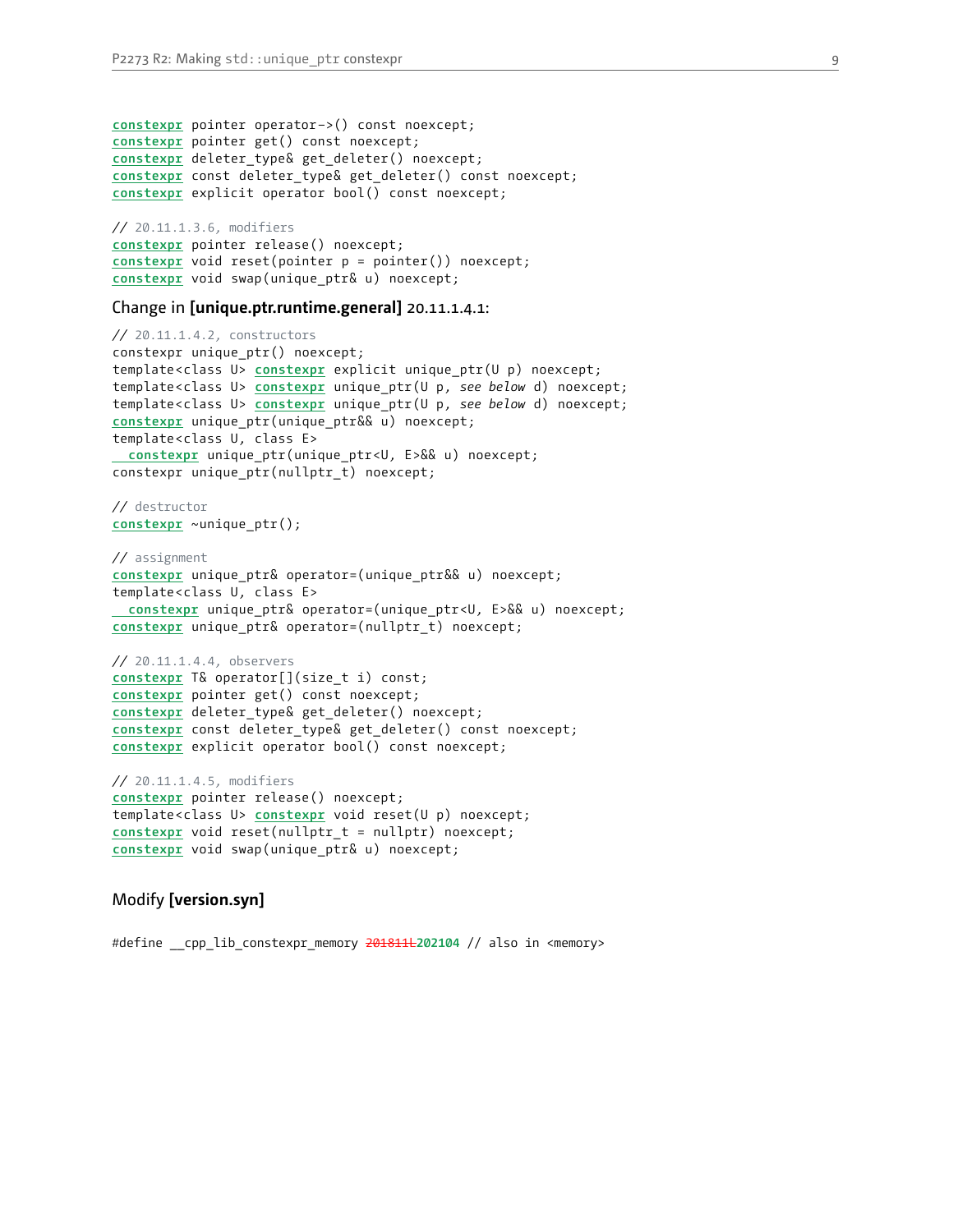```
constexpr pointer operator->() const noexcept;
constexpr pointer get() const noexcept;
constexpr deleter_type& get_deleter() noexcept;
constexpr const deleter_type& get_deleter() const noexcept;
constexpr explicit operator bool() const noexcept;

// 20.11.1.3.6, modifiers
constexpr pointer release() noexcept;
constexpr void reset(pointer p = pointer()) noexcept;
constexpr void swap(unique_ptr& u) noexcept;
```

Change in **[unique.ptr.runtime.general]** 20.11.1.4.1:

```
// 20.11.1.4.2, constructors
constexpr unique_ptr() noexcept;
template<class U> constexpr explicit unique_ptr(U p) noexcept;
template<class U> constexpr unique_ptr(U p, see below d) noexcept;
template<class U> constexpr unique_ptr(U p, see below d) noexcept;
constexpr unique_ptr(unique_ptr&& u) noexcept;
template<class U, class E>
  constexpr unique_ptr(unique_ptr<U, E>&& u) noexcept;
constexpr unique_ptr(nullptr_t) noexcept;

// destructor
constexpr ~unique_ptr();

// assignment
constexpr unique_ptr& operator=(unique_ptr&& u) noexcept;
template<class U, class E>
  constexpr unique_ptr& operator=(unique_ptr<U, E>&& u) noexcept;
constexpr unique_ptr& operator=(nullptr_t) noexcept;

// 20.11.1.4.4, observers
constexpr T& operator[](size_t i) const;
constexpr pointer get() const noexcept;
constexpr deleter_type& get_deleter() noexcept;
constexpr const deleter_type& get_deleter() const noexcept;
constexpr explicit operator bool() const noexcept;

// 20.11.1.4.5, modifiers
constexpr pointer release() noexcept;
template<class U> constexpr void reset(U p) noexcept;
constexpr void reset(nullptr_t = nullptr) noexcept;
constexpr void swap(unique_ptr& u) noexcept;
```

### Modify **[version.syn]**

```
#define __cpp_lib_constexpr_memory 201811L202104 // also in <memory>
```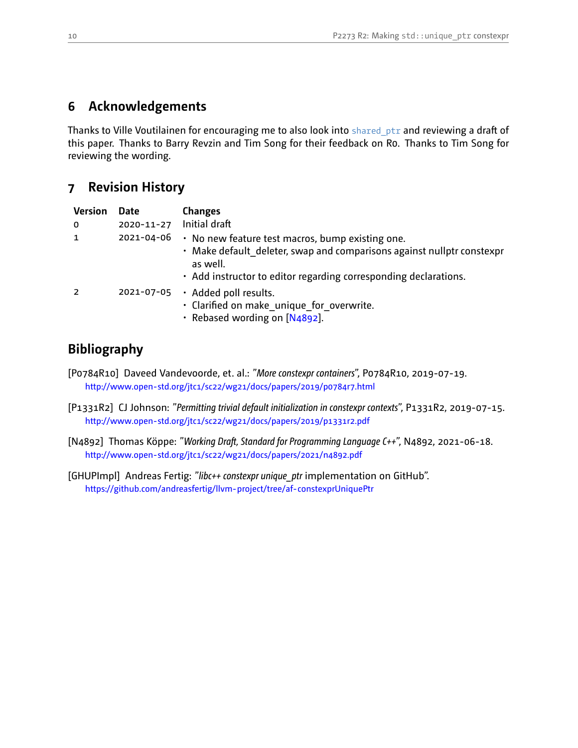## 6 Acknowledgements

Thanks to Ville Voutilainen for encouraging me to also look into `shared_ptr` and reviewing a draft of this paper. Thanks to Barry Revzin and Tim Song for their feedback on R0. Thanks to Tim Song for reviewing the wording.

## 7 Revision History

| Version | Date | Changes |
|---|---|---|
| 0 | 2020-11-27 | Initial draft |
| 1 | 2021-04-06 | • No new feature test macros, bump existing one.<br>• Make default_deleter, swap and comparisons against nullptr constexpr as well.<br>• Add instructor to editor regarding corresponding declarations. |
| 2 | 2021-07-05 | • Added poll results.<br>• Clarified on make_unique_for_overwrite.<br>• Rebased wording on [N4892]. |

## Bibliography

[P0784R10] Daveed Vandevoorde, et. al.: *"More constexpr containers"*, P0784R10, 2019-07-19.
http://www.open-std.org/jtc1/sc22/wg21/docs/papers/2019/p0784r7.html

[P1331R2] CJ Johnson: *"Permitting trivial default initialization in constexpr contexts"*, P1331R2, 2019-07-15.
http://www.open-std.org/jtc1/sc22/wg21/docs/papers/2019/p1331r2.pdf

[N4892] Thomas Köppe: *"Working Draft, Standard for Programming Language C++"*, N4892, 2021-06-18.
http://www.open-std.org/jtc1/sc22/wg21/docs/papers/2021/n4892.pdf

[GHUPImpl] Andreas Fertig: *"libc++ constexpr unique_ptr* implementation on GitHub".
https://github.com/andreasfertig/llvm-project/tree/af-constexprUniquePtr